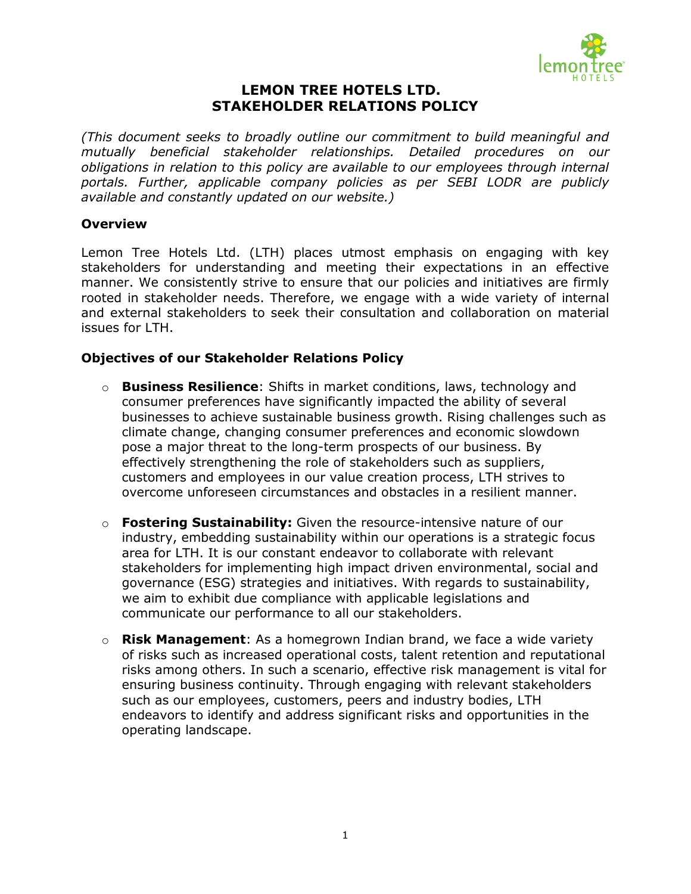# LEMON TREE HOTELS LTD.
# STAKEHOLDER RELATIONS POLICY

*(This document seeks to broadly outline our commitment to build meaningful and mutually beneficial stakeholder relationships. Detailed procedures on our obligations in relation to this policy are available to our employees through internal portals. Further, applicable company policies as per SEBI LODR are publicly available and constantly updated on our website.)*

## Overview

Lemon Tree Hotels Ltd. (LTH) places utmost emphasis on engaging with key stakeholders for understanding and meeting their expectations in an effective manner. We consistently strive to ensure that our policies and initiatives are firmly rooted in stakeholder needs. Therefore, we engage with a wide variety of internal and external stakeholders to seek their consultation and collaboration on material issues for LTH.

## Objectives of our Stakeholder Relations Policy

- **Business Resilience**: Shifts in market conditions, laws, technology and consumer preferences have significantly impacted the ability of several businesses to achieve sustainable business growth. Rising challenges such as climate change, changing consumer preferences and economic slowdown pose a major threat to the long-term prospects of our business. By effectively strengthening the role of stakeholders such as suppliers, customers and employees in our value creation process, LTH strives to overcome unforeseen circumstances and obstacles in a resilient manner.

- **Fostering Sustainability:** Given the resource-intensive nature of our industry, embedding sustainability within our operations is a strategic focus area for LTH. It is our constant endeavor to collaborate with relevant stakeholders for implementing high impact driven environmental, social and governance (ESG) strategies and initiatives. With regards to sustainability, we aim to exhibit due compliance with applicable legislations and communicate our performance to all our stakeholders.

- **Risk Management**: As a homegrown Indian brand, we face a wide variety of risks such as increased operational costs, talent retention and reputational risks among others. In such a scenario, effective risk management is vital for ensuring business continuity. Through engaging with relevant stakeholders such as our employees, customers, peers and industry bodies, LTH endeavors to identify and address significant risks and opportunities in the operating landscape.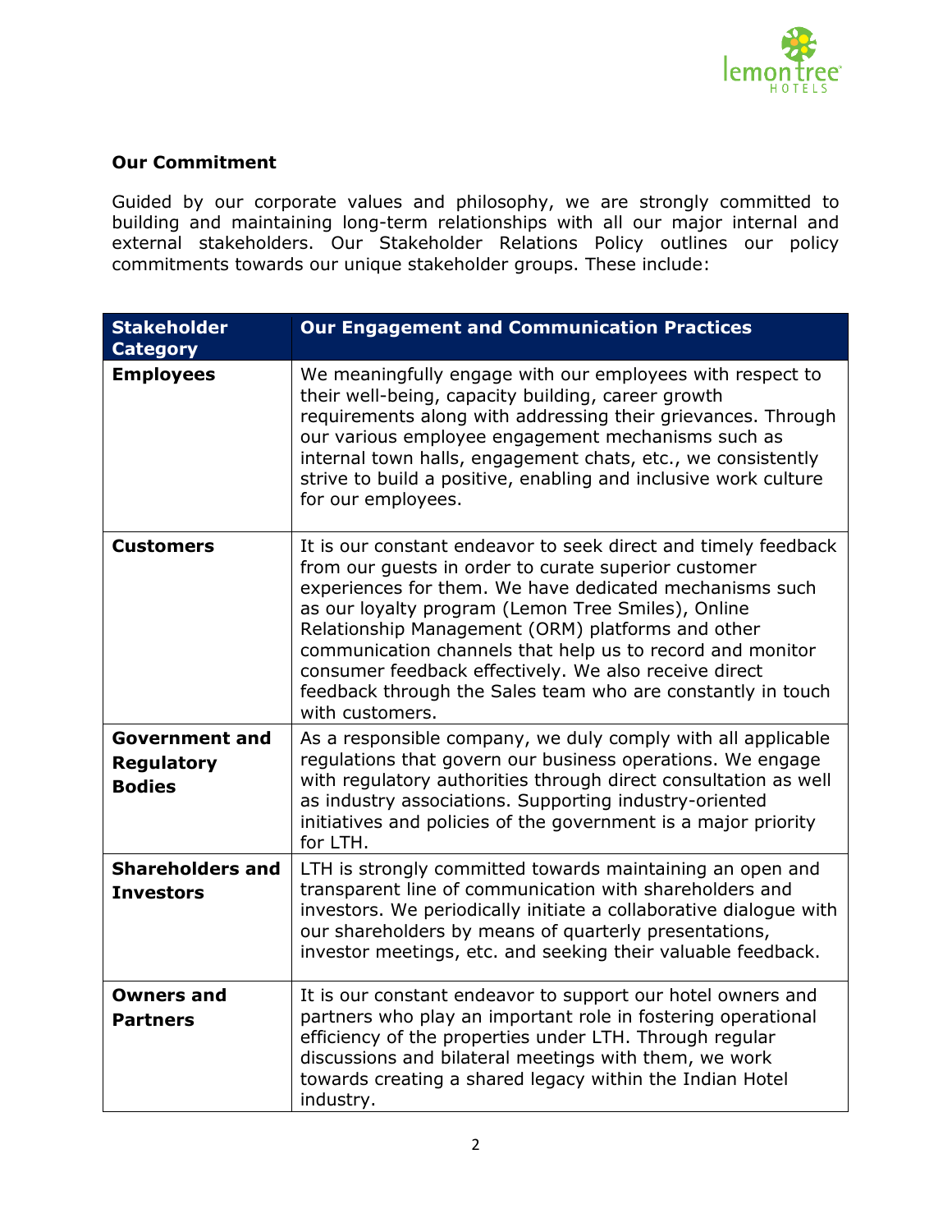**Our Commitment**

Guided by our corporate values and philosophy, we are strongly committed to building and maintaining long-term relationships with all our major internal and external stakeholders. Our Stakeholder Relations Policy outlines our policy commitments towards our unique stakeholder groups. These include:

| Stakeholder Category | Our Engagement and Communication Practices |
|---|---|
| **Employees** | We meaningfully engage with our employees with respect to their well-being, capacity building, career growth requirements along with addressing their grievances. Through our various employee engagement mechanisms such as internal town halls, engagement chats, etc., we consistently strive to build a positive, enabling and inclusive work culture for our employees. |
| **Customers** | It is our constant endeavor to seek direct and timely feedback from our guests in order to curate superior customer experiences for them. We have dedicated mechanisms such as our loyalty program (Lemon Tree Smiles), Online Relationship Management (ORM) platforms and other communication channels that help us to record and monitor consumer feedback effectively. We also receive direct feedback through the Sales team who are constantly in touch with customers. |
| **Government and Regulatory Bodies** | As a responsible company, we duly comply with all applicable regulations that govern our business operations. We engage with regulatory authorities through direct consultation as well as industry associations. Supporting industry-oriented initiatives and policies of the government is a major priority for LTH. |
| **Shareholders and Investors** | LTH is strongly committed towards maintaining an open and transparent line of communication with shareholders and investors. We periodically initiate a collaborative dialogue with our shareholders by means of quarterly presentations, investor meetings, etc. and seeking their valuable feedback. |
| **Owners and Partners** | It is our constant endeavor to support our hotel owners and partners who play an important role in fostering operational efficiency of the properties under LTH. Through regular discussions and bilateral meetings with them, we work towards creating a shared legacy within the Indian Hotel industry. |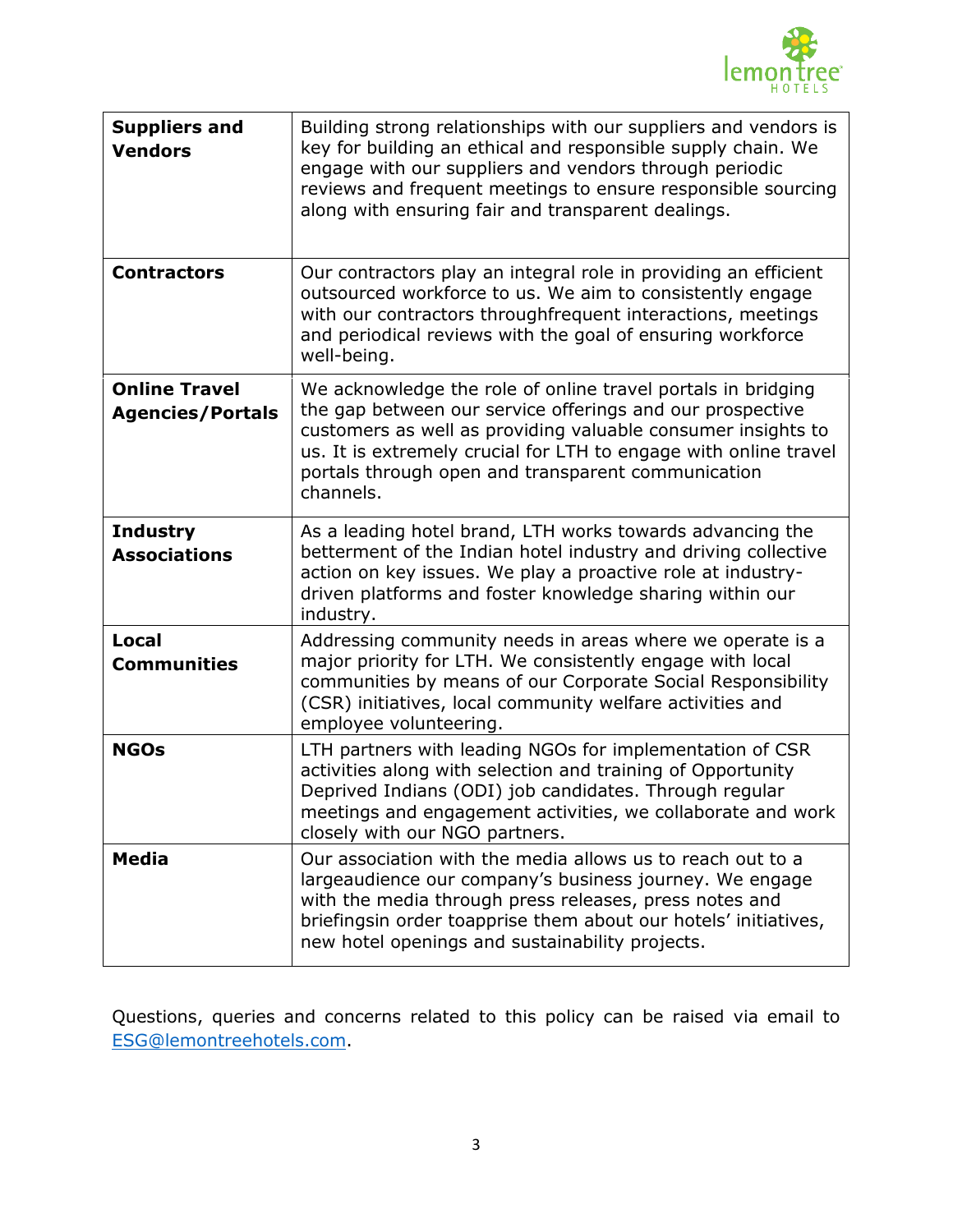| | |
|---|---|
| **Suppliers and Vendors** | Building strong relationships with our suppliers and vendors is key for building an ethical and responsible supply chain. We engage with our suppliers and vendors through periodic reviews and frequent meetings to ensure responsible sourcing along with ensuring fair and transparent dealings. |
| **Contractors** | Our contractors play an integral role in providing an efficient outsourced workforce to us. We aim to consistently engage with our contractors throughfrequent interactions, meetings and periodical reviews with the goal of ensuring workforce well-being. |
| **Online Travel Agencies/Portals** | We acknowledge the role of online travel portals in bridging the gap between our service offerings and our prospective customers as well as providing valuable consumer insights to us. It is extremely crucial for LTH to engage with online travel portals through open and transparent communication channels. |
| **Industry Associations** | As a leading hotel brand, LTH works towards advancing the betterment of the Indian hotel industry and driving collective action on key issues. We play a proactive role at industry-driven platforms and foster knowledge sharing within our industry. |
| **Local Communities** | Addressing community needs in areas where we operate is a major priority for LTH. We consistently engage with local communities by means of our Corporate Social Responsibility (CSR) initiatives, local community welfare activities and employee volunteering. |
| **NGOs** | LTH partners with leading NGOs for implementation of CSR activities along with selection and training of Opportunity Deprived Indians (ODI) job candidates. Through regular meetings and engagement activities, we collaborate and work closely with our NGO partners. |
| **Media** | Our association with the media allows us to reach out to a largeaudience our company's business journey. We engage with the media through press releases, press notes and briefingsin order toapprise them about our hotels' initiatives, new hotel openings and sustainability projects. |

Questions, queries and concerns related to this policy can be raised via email to ESG@lemontreehotels.com.